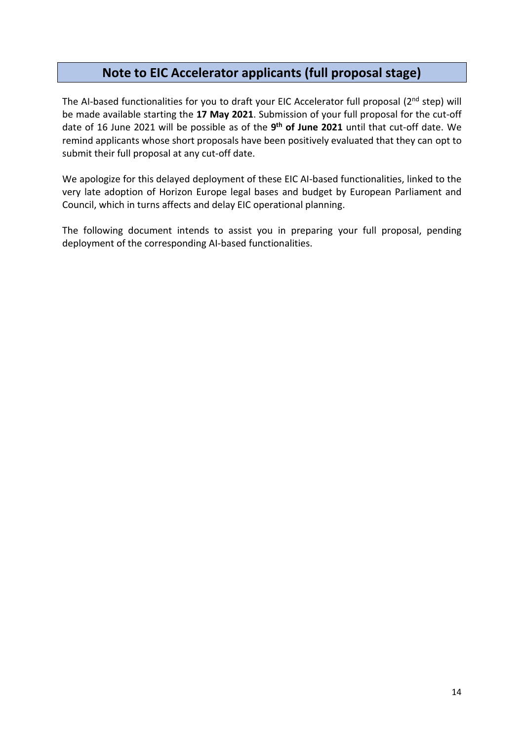## Note to EIC Accelerator applicants (full proposal stage)

The AI-based functionalities for you to draft your EIC Accelerator full proposal (2nd step) will be made available starting the **17 May 2021**. Submission of your full proposal for the cut-off date of 16 June 2021 will be possible as of the **9th of June 2021** until that cut-off date. We remind applicants whose short proposals have been positively evaluated that they can opt to submit their full proposal at any cut-off date.

We apologize for this delayed deployment of these EIC AI-based functionalities, linked to the very late adoption of Horizon Europe legal bases and budget by European Parliament and Council, which in turns affects and delay EIC operational planning.

The following document intends to assist you in preparing your full proposal, pending deployment of the corresponding AI-based functionalities.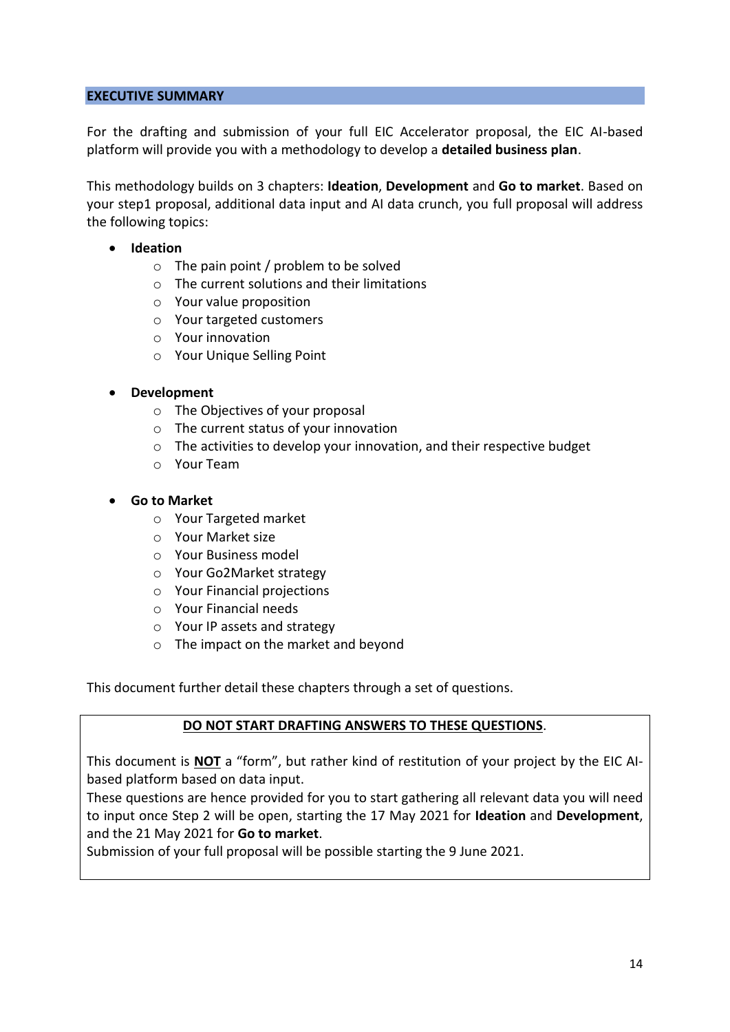## EXECUTIVE SUMMARY

For the drafting and submission of your full EIC Accelerator proposal, the EIC AI-based platform will provide you with a methodology to develop a **detailed business plan**.

This methodology builds on 3 chapters: **Ideation**, **Development** and **Go to market**. Based on your step1 proposal, additional data input and AI data crunch, you full proposal will address the following topics:

- **Ideation**
  - The pain point / problem to be solved
  - The current solutions and their limitations
  - Your value proposition
  - Your targeted customers
  - Your innovation
  - Your Unique Selling Point

- **Development**
  - The Objectives of your proposal
  - The current status of your innovation
  - The activities to develop your innovation, and their respective budget
  - Your Team

- **Go to Market**
  - Your Targeted market
  - Your Market size
  - Your Business model
  - Your Go2Market strategy
  - Your Financial projections
  - Your Financial needs
  - Your IP assets and strategy
  - The impact on the market and beyond

This document further detail these chapters through a set of questions.

> **DO NOT START DRAFTING ANSWERS TO THESE QUESTIONS**.
>
> This document is **NOT** a "form", but rather kind of restitution of your project by the EIC AI-based platform based on data input.
> These questions are hence provided for you to start gathering all relevant data you will need to input once Step 2 will be open, starting the 17 May 2021 for **Ideation** and **Development**, and the 21 May 2021 for **Go to market**.
> Submission of your full proposal will be possible starting the 9 June 2021.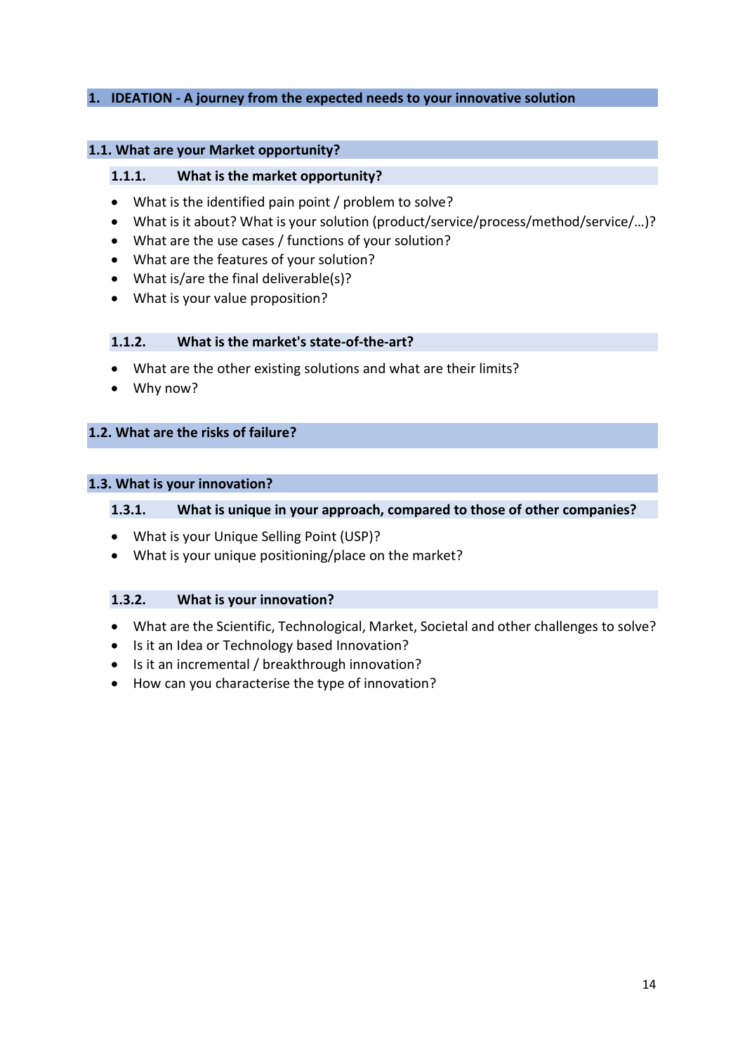# 1. IDEATION - A journey from the expected needs to your innovative solution

## 1.1. What are your Market opportunity?

### 1.1.1. What is the market opportunity?

- What is the identified pain point / problem to solve?
- What is it about? What is your solution (product/service/process/method/service/…)?
- What are the use cases / functions of your solution?
- What are the features of your solution?
- What is/are the final deliverable(s)?
- What is your value proposition?

### 1.1.2. What is the market's state-of-the-art?

- What are the other existing solutions and what are their limits?
- Why now?

## 1.2. What are the risks of failure?

## 1.3. What is your innovation?

### 1.3.1. What is unique in your approach, compared to those of other companies?

- What is your Unique Selling Point (USP)?
- What is your unique positioning/place on the market?

### 1.3.2. What is your innovation?

- What are the Scientific, Technological, Market, Societal and other challenges to solve?
- Is it an Idea or Technology based Innovation?
- Is it an incremental / breakthrough innovation?
- How can you characterise the type of innovation?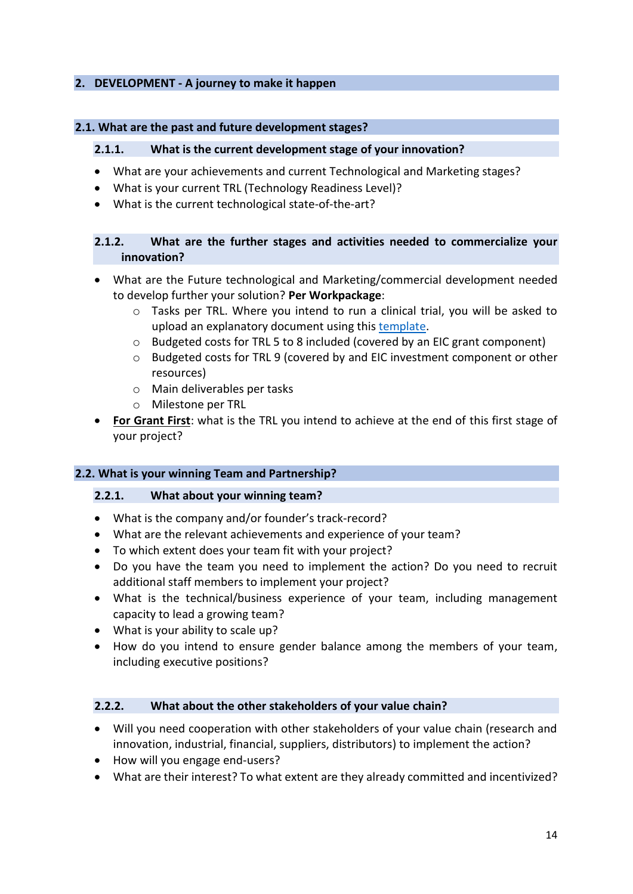## 2. DEVELOPMENT - A journey to make it happen

### 2.1. What are the past and future development stages?

#### 2.1.1. What is the current development stage of your innovation?

- What are your achievements and current Technological and Marketing stages?
- What is your current TRL (Technology Readiness Level)?
- What is the current technological state-of-the-art?

#### 2.1.2. What are the further stages and activities needed to commercialize your innovation?

- What are the Future technological and Marketing/commercial development needed to develop further your solution? **Per Workpackage**:
  - Tasks per TRL. Where you intend to run a clinical trial, you will be asked to upload an explanatory document using this template.
  - Budgeted costs for TRL 5 to 8 included (covered by an EIC grant component)
  - Budgeted costs for TRL 9 (covered by and EIC investment component or other resources)
  - Main deliverables per tasks
  - Milestone per TRL
- **For Grant First**: what is the TRL you intend to achieve at the end of this first stage of your project?

### 2.2. What is your winning Team and Partnership?

#### 2.2.1. What about your winning team?

- What is the company and/or founder's track-record?
- What are the relevant achievements and experience of your team?
- To which extent does your team fit with your project?
- Do you have the team you need to implement the action? Do you need to recruit additional staff members to implement your project?
- What is the technical/business experience of your team, including management capacity to lead a growing team?
- What is your ability to scale up?
- How do you intend to ensure gender balance among the members of your team, including executive positions?

#### 2.2.2. What about the other stakeholders of your value chain?

- Will you need cooperation with other stakeholders of your value chain (research and innovation, industrial, financial, suppliers, distributors) to implement the action?
- How will you engage end-users?
- What are their interest? To what extent are they already committed and incentivized?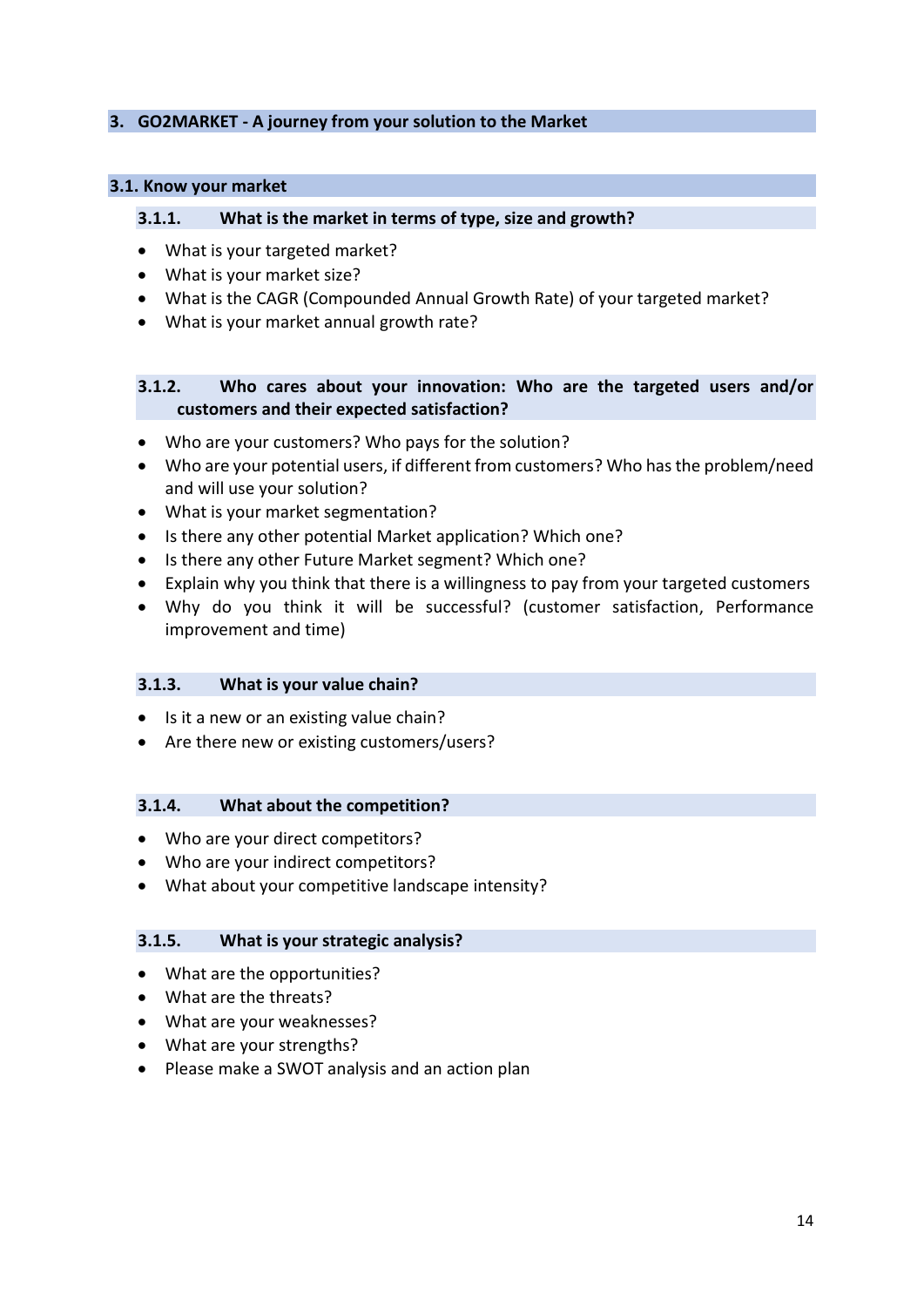## 3. GO2MARKET - A journey from your solution to the Market

### 3.1. Know your market

#### 3.1.1. What is the market in terms of type, size and growth?

- What is your targeted market?
- What is your market size?
- What is the CAGR (Compounded Annual Growth Rate) of your targeted market?
- What is your market annual growth rate?

#### 3.1.2. Who cares about your innovation: Who are the targeted users and/or customers and their expected satisfaction?

- Who are your customers? Who pays for the solution?
- Who are your potential users, if different from customers? Who has the problem/need and will use your solution?
- What is your market segmentation?
- Is there any other potential Market application? Which one?
- Is there any other Future Market segment? Which one?
- Explain why you think that there is a willingness to pay from your targeted customers
- Why do you think it will be successful? (customer satisfaction, Performance improvement and time)

#### 3.1.3. What is your value chain?

- Is it a new or an existing value chain?
- Are there new or existing customers/users?

#### 3.1.4. What about the competition?

- Who are your direct competitors?
- Who are your indirect competitors?
- What about your competitive landscape intensity?

#### 3.1.5. What is your strategic analysis?

- What are the opportunities?
- What are the threats?
- What are your weaknesses?
- What are your strengths?
- Please make a SWOT analysis and an action plan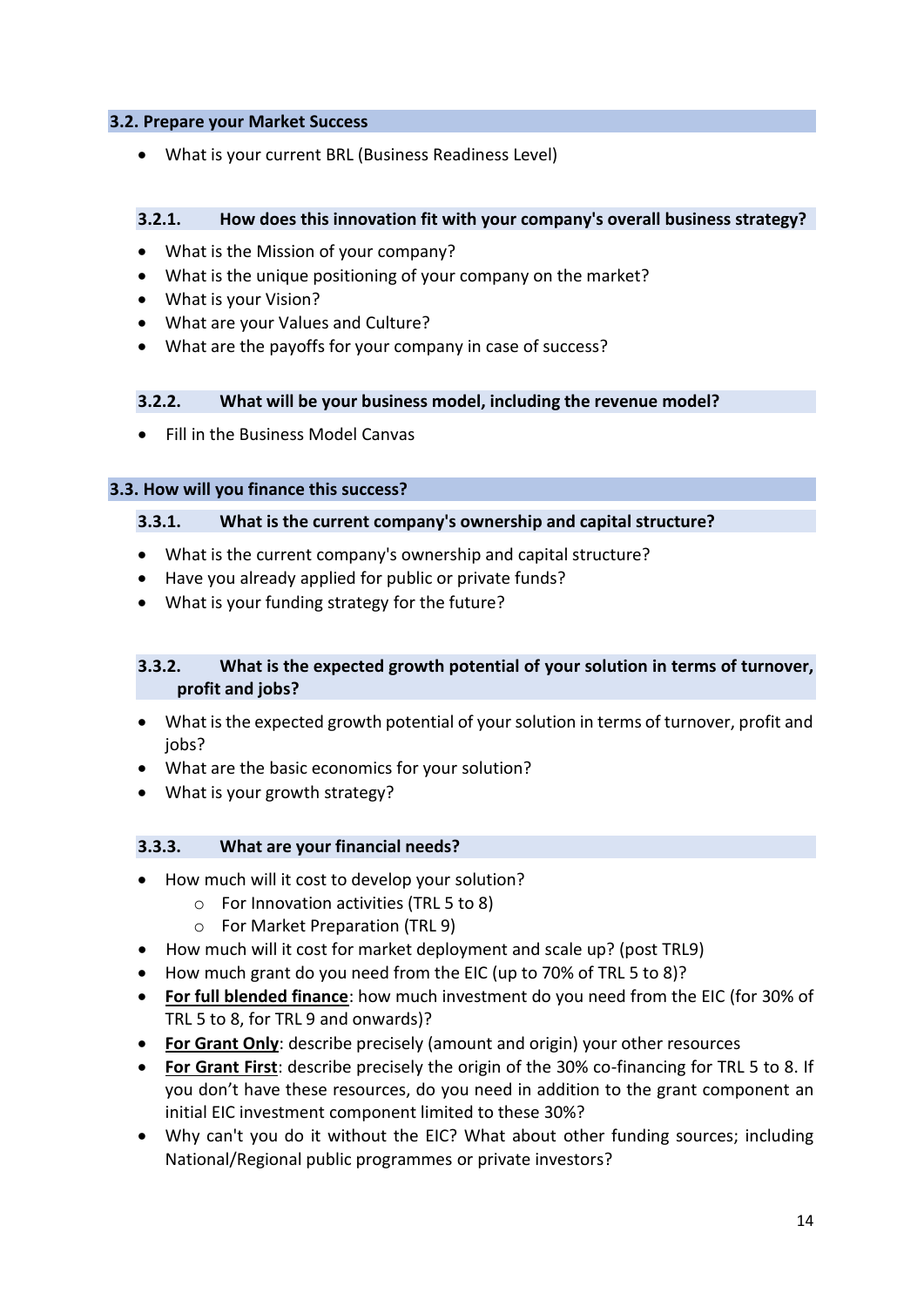## 3.2. Prepare your Market Success

- What is your current BRL (Business Readiness Level)

### 3.2.1. How does this innovation fit with your company's overall business strategy?

- What is the Mission of your company?
- What is the unique positioning of your company on the market?
- What is your Vision?
- What are your Values and Culture?
- What are the payoffs for your company in case of success?

### 3.2.2. What will be your business model, including the revenue model?

- Fill in the Business Model Canvas

## 3.3. How will you finance this success?

### 3.3.1. What is the current company's ownership and capital structure?

- What is the current company's ownership and capital structure?
- Have you already applied for public or private funds?
- What is your funding strategy for the future?

### 3.3.2. What is the expected growth potential of your solution in terms of turnover, profit and jobs?

- What is the expected growth potential of your solution in terms of turnover, profit and jobs?
- What are the basic economics for your solution?
- What is your growth strategy?

### 3.3.3. What are your financial needs?

- How much will it cost to develop your solution?
  - For Innovation activities (TRL 5 to 8)
  - For Market Preparation (TRL 9)
- How much will it cost for market deployment and scale up? (post TRL9)
- How much grant do you need from the EIC (up to 70% of TRL 5 to 8)?
- **For full blended finance**: how much investment do you need from the EIC (for 30% of TRL 5 to 8, for TRL 9 and onwards)?
- **For Grant Only**: describe precisely (amount and origin) your other resources
- **For Grant First**: describe precisely the origin of the 30% co-financing for TRL 5 to 8. If you don't have these resources, do you need in addition to the grant component an initial EIC investment component limited to these 30%?
- Why can't you do it without the EIC? What about other funding sources; including National/Regional public programmes or private investors?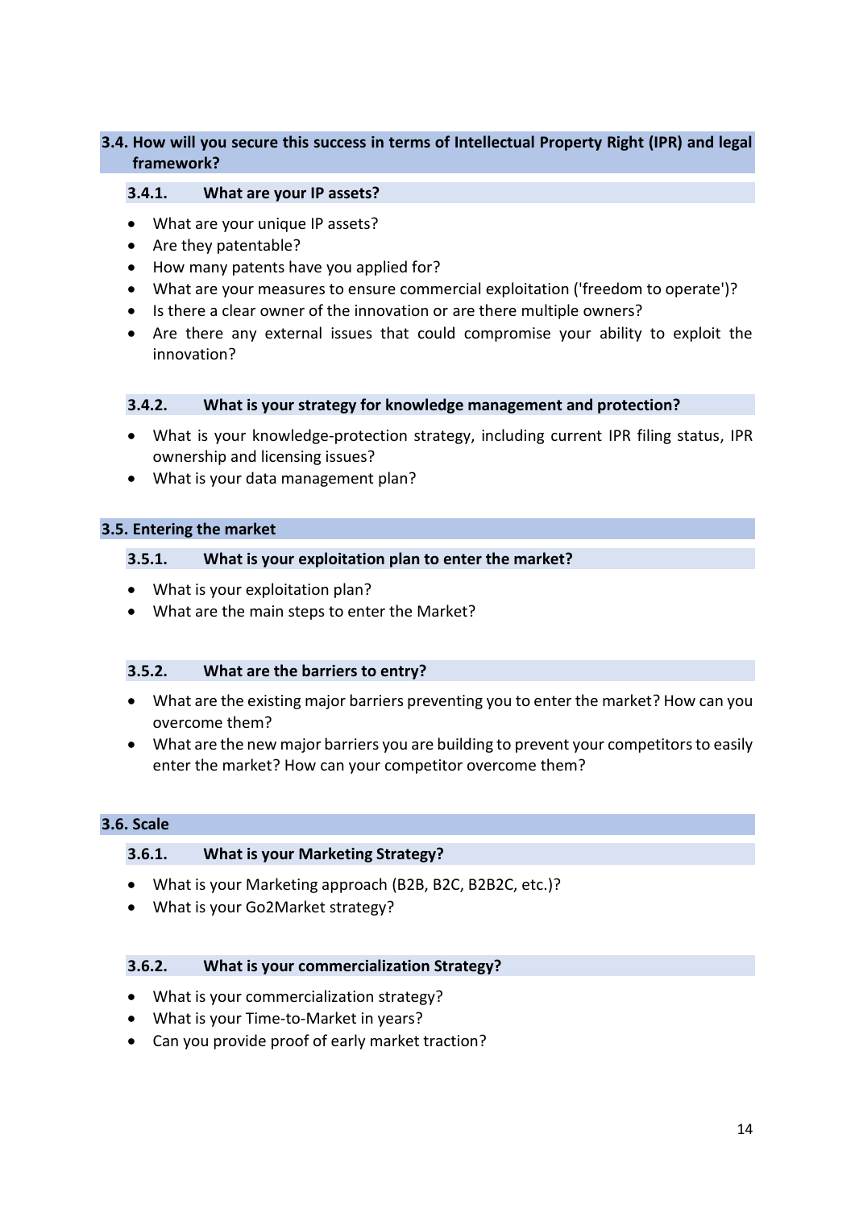## 3.4. How will you secure this success in terms of Intellectual Property Right (IPR) and legal framework?

### 3.4.1. What are your IP assets?

- What are your unique IP assets?
- Are they patentable?
- How many patents have you applied for?
- What are your measures to ensure commercial exploitation ('freedom to operate')?
- Is there a clear owner of the innovation or are there multiple owners?
- Are there any external issues that could compromise your ability to exploit the innovation?

### 3.4.2. What is your strategy for knowledge management and protection?

- What is your knowledge-protection strategy, including current IPR filing status, IPR ownership and licensing issues?
- What is your data management plan?

## 3.5. Entering the market

### 3.5.1. What is your exploitation plan to enter the market?

- What is your exploitation plan?
- What are the main steps to enter the Market?

### 3.5.2. What are the barriers to entry?

- What are the existing major barriers preventing you to enter the market? How can you overcome them?
- What are the new major barriers you are building to prevent your competitors to easily enter the market? How can your competitor overcome them?

## 3.6. Scale

### 3.6.1. What is your Marketing Strategy?

- What is your Marketing approach (B2B, B2C, B2B2C, etc.)?
- What is your Go2Market strategy?

### 3.6.2. What is your commercialization Strategy?

- What is your commercialization strategy?
- What is your Time-to-Market in years?
- Can you provide proof of early market traction?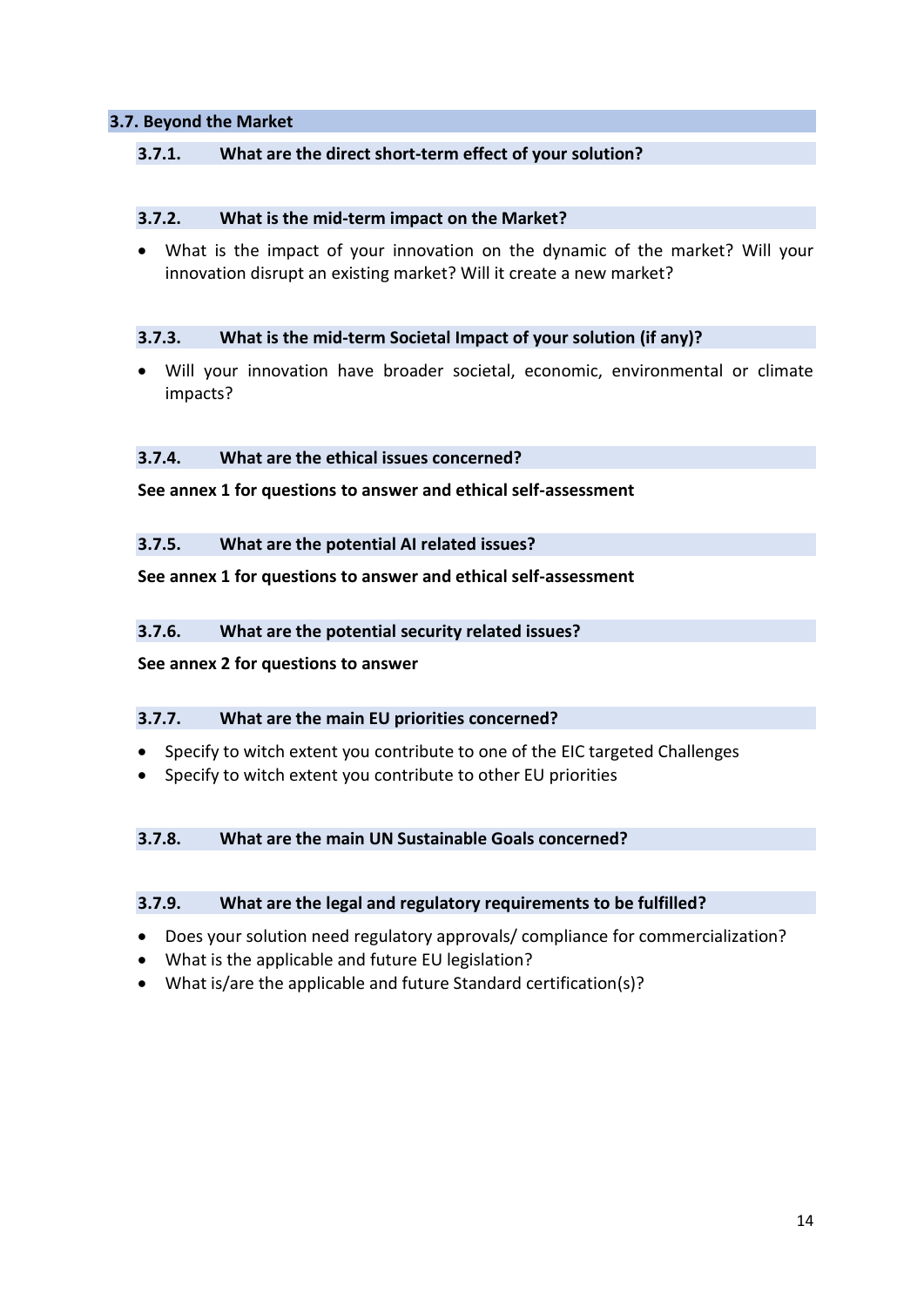## 3.7. Beyond the Market

### 3.7.1. What are the direct short-term effect of your solution?

### 3.7.2. What is the mid-term impact on the Market?

- What is the impact of your innovation on the dynamic of the market? Will your innovation disrupt an existing market? Will it create a new market?

### 3.7.3. What is the mid-term Societal Impact of your solution (if any)?

- Will your innovation have broader societal, economic, environmental or climate impacts?

### 3.7.4. What are the ethical issues concerned?

**See annex 1 for questions to answer and ethical self-assessment**

### 3.7.5. What are the potential AI related issues?

**See annex 1 for questions to answer and ethical self-assessment**

### 3.7.6. What are the potential security related issues?

**See annex 2 for questions to answer**

### 3.7.7. What are the main EU priorities concerned?

- Specify to witch extent you contribute to one of the EIC targeted Challenges
- Specify to witch extent you contribute to other EU priorities

### 3.7.8. What are the main UN Sustainable Goals concerned?

### 3.7.9. What are the legal and regulatory requirements to be fulfilled?

- Does your solution need regulatory approvals/ compliance for commercialization?
- What is the applicable and future EU legislation?
- What is/are the applicable and future Standard certification(s)?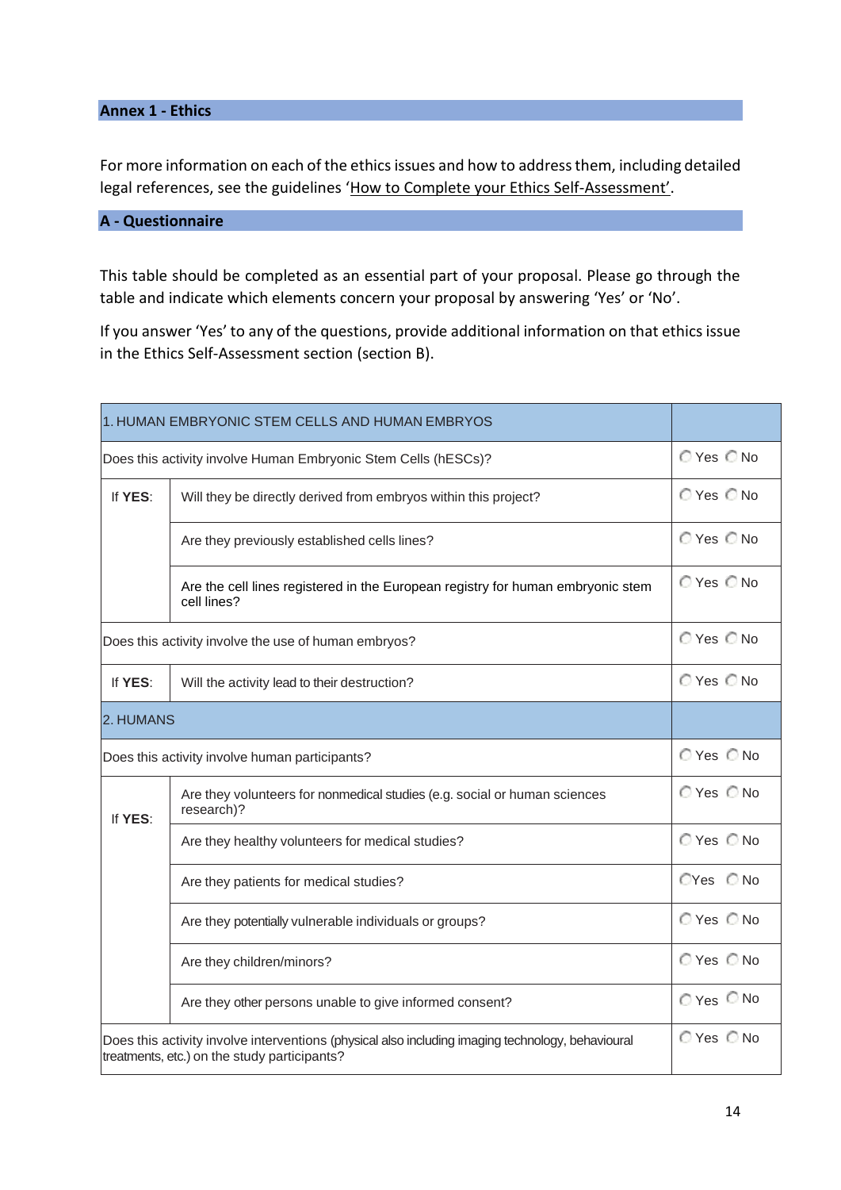## Annex 1 - Ethics

For more information on each of the ethics issues and how to address them, including detailed legal references, see the guidelines 'How to Complete your Ethics Self-Assessment'.

## A - Questionnaire

This table should be completed as an essential part of your proposal. Please go through the table and indicate which elements concern your proposal by answering 'Yes' or 'No'.

If you answer 'Yes' to any of the questions, provide additional information on that ethics issue in the Ethics Self-Assessment section (section B).

| 1. HUMAN EMBRYONIC STEM CELLS AND HUMAN EMBRYOS | | |
|---|---|---|
| Does this activity involve Human Embryonic Stem Cells (hESCs)? | | ◯ Yes ◯ No |
| If **YES**: | Will they be directly derived from embryos within this project? | ◯ Yes ◯ No |
| | Are they previously established cells lines? | ◯ Yes ◯ No |
| | Are the cell lines registered in the European registry for human embryonic stem cell lines? | ◯ Yes ◯ No |
| Does this activity involve the use of human embryos? | | ◯ Yes ◯ No |
| If **YES**: | Will the activity lead to their destruction? | ◯ Yes ◯ No |
| **2. HUMANS** | | |
| Does this activity involve human participants? | | ◯ Yes ◯ No |
| If **YES**: | Are they volunteers for nonmedical studies (e.g. social or human sciences research)? | ◯ Yes ◯ No |
| | Are they healthy volunteers for medical studies? | ◯ Yes ◯ No |
| | Are they patients for medical studies? | ◯ Yes ◯ No |
| | Are they potentially vulnerable individuals or groups? | ◯ Yes ◯ No |
| | Are they children/minors? | ◯ Yes ◯ No |
| | Are they other persons unable to give informed consent? | ◯ Yes ◯ No |
| Does this activity involve interventions (physical also including imaging technology, behavioural treatments, etc.) on the study participants? | | ◯ Yes ◯ No |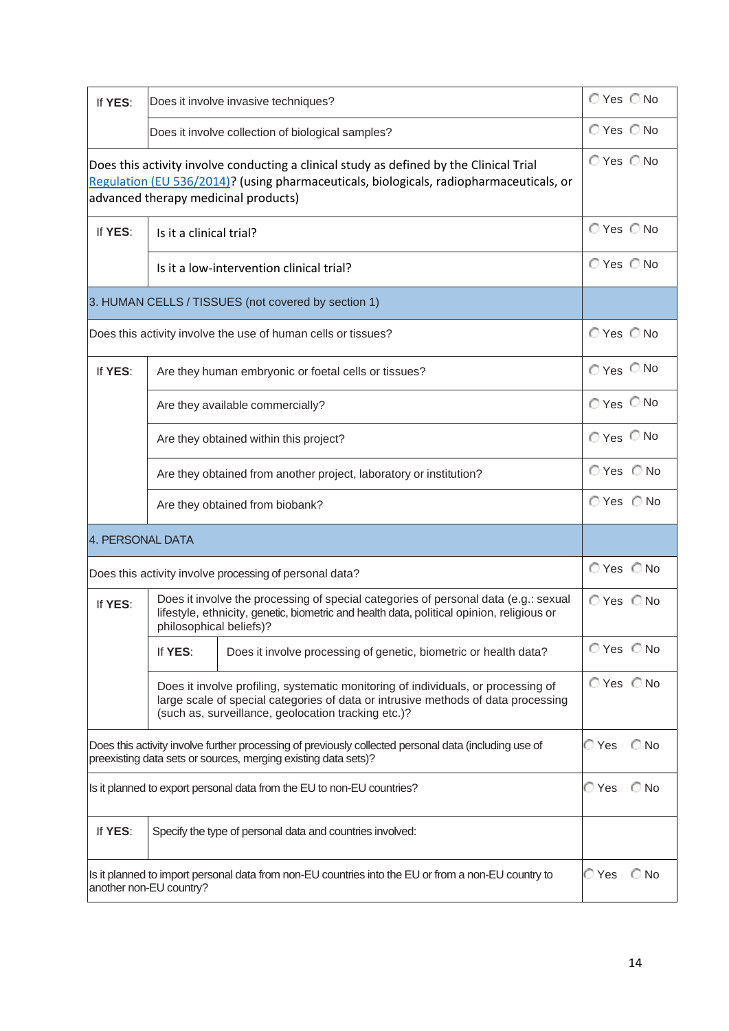| | | |
|---|---|---|
| If **YES**: | Does it involve invasive techniques? | ◯ Yes ◯ No |
| | Does it involve collection of biological samples? | ◯ Yes ◯ No |
| Does this activity involve conducting a clinical study as defined by the Clinical Trial [Regulation (EU 536/2014)](Regulation (EU 536/2014))? (using pharmaceuticals, biologicals, radiopharmaceuticals, or advanced therapy medicinal products) | | ◯ Yes ◯ No |
| If **YES**: | Is it a clinical trial? | ◯ Yes ◯ No |
| | Is it a low-intervention clinical trial? | ◯ Yes ◯ No |
| 3. HUMAN CELLS / TISSUES (not covered by section 1) | | |
| Does this activity involve the use of human cells or tissues? | | ◯ Yes ◯ No |
| If **YES**: | Are they human embryonic or foetal cells or tissues? | ◯ Yes ◯ No |
| | Are they available commercially? | ◯ Yes ◯ No |
| | Are they obtained within this project? | ◯ Yes ◯ No |
| | Are they obtained from another project, laboratory or institution? | ◯ Yes ◯ No |
| | Are they obtained from biobank? | ◯ Yes ◯ No |
| 4. PERSONAL DATA | | |
| Does this activity involve processing of personal data? | | ◯ Yes ◯ No |
| If **YES**: | Does it involve the processing of special categories of personal data (e.g.: sexual lifestyle, ethnicity, genetic, biometric and health data, political opinion, religious or philosophical beliefs)? | ◯ Yes ◯ No |
| | If **YES**: Does it involve processing of genetic, biometric or health data? | ◯ Yes ◯ No |
| | Does it involve profiling, systematic monitoring of individuals, or processing of large scale of special categories of data or intrusive methods of data processing (such as, surveillance, geolocation tracking etc.)? | ◯ Yes ◯ No |
| Does this activity involve further processing of previously collected personal data (including use of preexisting data sets or sources, merging existing data sets)? | | ◯ Yes ◯ No |
| Is it planned to export personal data from the EU to non-EU countries? | | ◯ Yes ◯ No |
| If **YES**: | Specify the type of personal data and countries involved: | |
| Is it planned to import personal data from non-EU countries into the EU or from a non-EU country to another non-EU country? | | ◯ Yes ◯ No |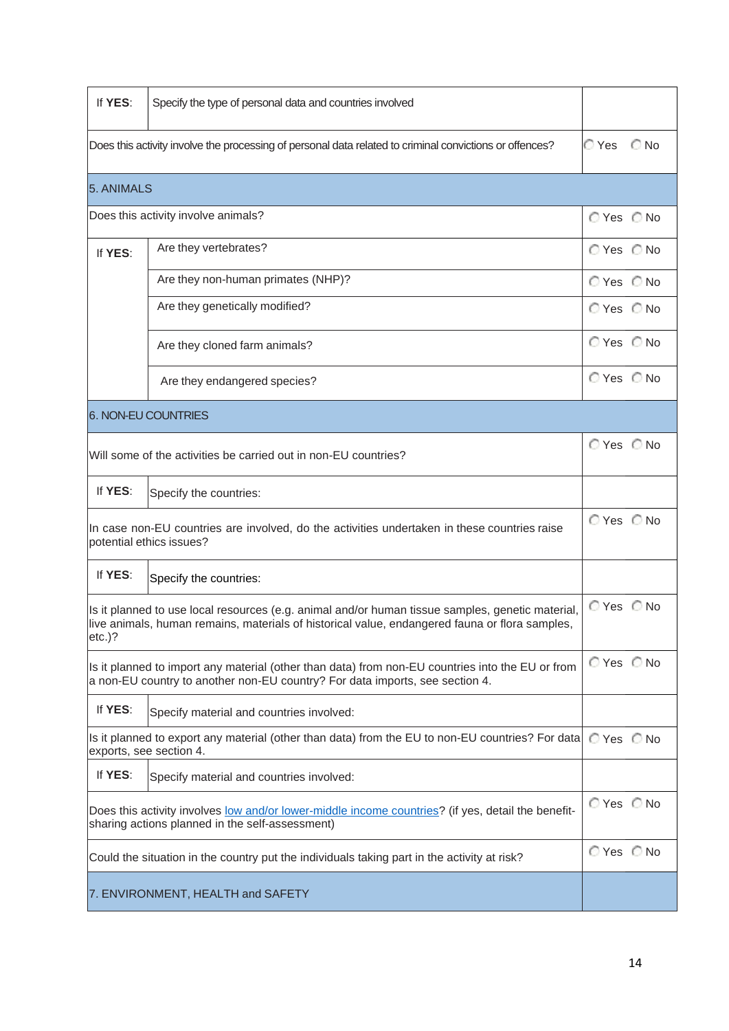| | | |
|---|---|---|
| If **YES**: | Specify the type of personal data and countries involved | |
| Does this activity involve the processing of personal data related to criminal convictions or offences? | | ◯ Yes ◯ No |
| 5. ANIMALS | | |
| Does this activity involve animals? | | ◯ Yes ◯ No |
| If **YES**: | Are they vertebrates? | ◯ Yes ◯ No |
| | Are they non-human primates (NHP)? | ◯ Yes ◯ No |
| | Are they genetically modified? | ◯ Yes ◯ No |
| | Are they cloned farm animals? | ◯ Yes ◯ No |
| | Are they endangered species? | ◯ Yes ◯ No |
| 6. NON-EU COUNTRIES | | |
| Will some of the activities be carried out in non-EU countries? | | ◯ Yes ◯ No |
| If **YES**: | Specify the countries: | |
| In case non-EU countries are involved, do the activities undertaken in these countries raise potential ethics issues? | | ◯ Yes ◯ No |
| If **YES**: | Specify the countries: | |
| Is it planned to use local resources (e.g. animal and/or human tissue samples, genetic material, live animals, human remains, materials of historical value, endangered fauna or flora samples, etc.)? | | ◯ Yes ◯ No |
| Is it planned to import any material (other than data) from non-EU countries into the EU or from a non-EU country to another non-EU country? For data imports, see section 4. | | ◯ Yes ◯ No |
| If **YES**: | Specify material and countries involved: | |
| Is it planned to export any material (other than data) from the EU to non-EU countries? For data exports, see section 4. | | ◯ Yes ◯ No |
| If **YES**: | Specify material and countries involved: | |
| Does this activity involves low and/or lower-middle income countries? (if yes, detail the benefit-sharing actions planned in the self-assessment) | | ◯ Yes ◯ No |
| Could the situation in the country put the individuals taking part in the activity at risk? | | ◯ Yes ◯ No |
| 7. ENVIRONMENT, HEALTH and SAFETY | | |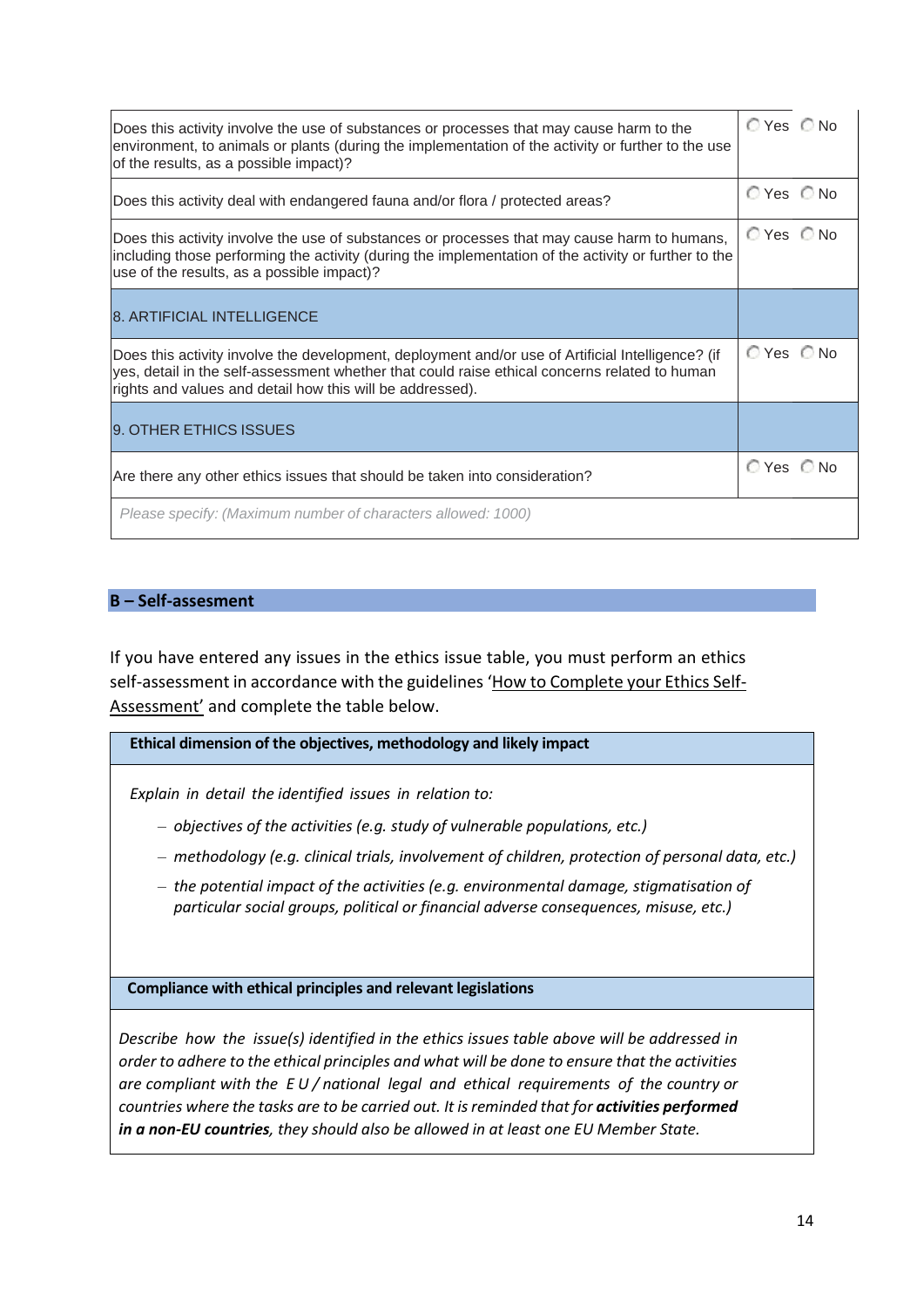| | |
|---|---|
| Does this activity involve the use of substances or processes that may cause harm to the environment, to animals or plants (during the implementation of the activity or further to the use of the results, as a possible impact)? | ◯ Yes ◯ No |
| Does this activity deal with endangered fauna and/or flora / protected areas? | ◯ Yes ◯ No |
| Does this activity involve the use of substances or processes that may cause harm to humans, including those performing the activity (during the implementation of the activity or further to the use of the results, as a possible impact)? | ◯ Yes ◯ No |
| 8. ARTIFICIAL INTELLIGENCE | |
| Does this activity involve the development, deployment and/or use of Artificial Intelligence? (if yes, detail in the self-assessment whether that could raise ethical concerns related to human rights and values and detail how this will be addressed). | ◯ Yes ◯ No |
| 9. OTHER ETHICS ISSUES | |
| Are there any other ethics issues that should be taken into consideration? | ◯ Yes ◯ No |
| *Please specify: (Maximum number of characters allowed: 1000)* | |

## B – Self-assesment

If you have entered any issues in the ethics issue table, you must perform an ethics self-assessment in accordance with the guidelines 'How to Complete your Ethics Self-Assessment' and complete the table below.

| **Ethical dimension of the objectives, methodology and likely impact** |
|---|
| *Explain in detail the identified issues in relation to:*<br>– *objectives of the activities (e.g. study of vulnerable populations, etc.)*<br>– *methodology (e.g. clinical trials, involvement of children, protection of personal data, etc.)*<br>– *the potential impact of the activities (e.g. environmental damage, stigmatisation of particular social groups, political or financial adverse consequences, misuse, etc.)* |
| **Compliance with ethical principles and relevant legislations** |
| *Describe how the issue(s) identified in the ethics issues table above will be addressed in order to adhere to the ethical principles and what will be done to ensure that the activities are compliant with the E U / national legal and ethical requirements of the country or countries where the tasks are to be carried out. It is reminded that for **activities performed in a non-EU countries**, they should also be allowed in at least one EU Member State.* |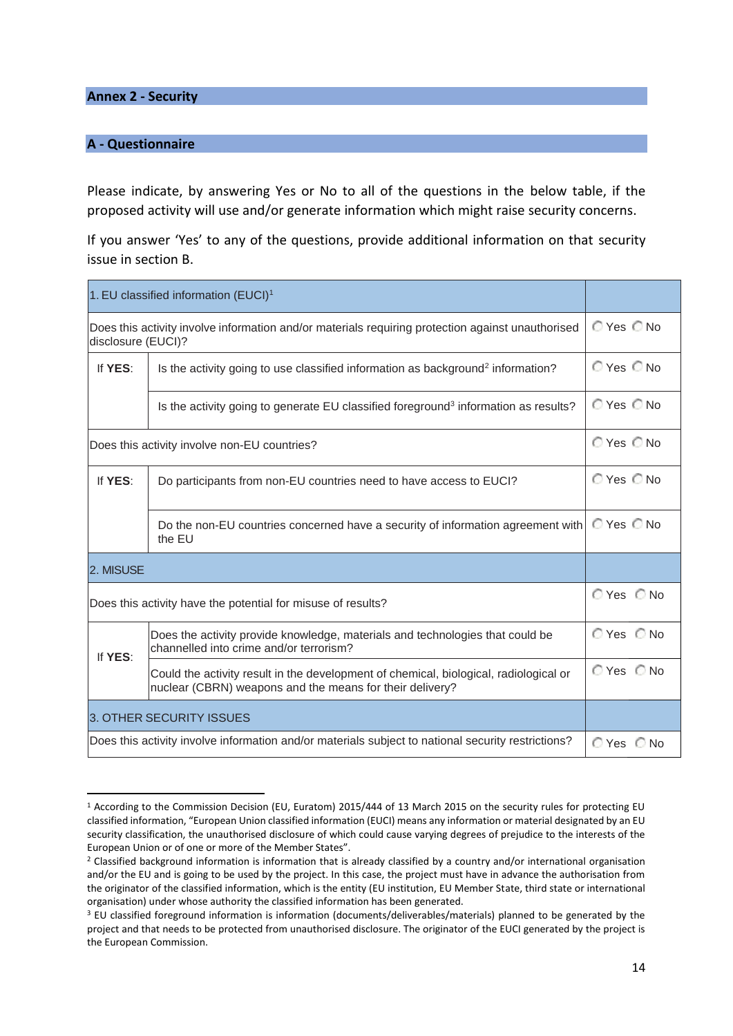## Annex 2 - Security

### A - Questionnaire

Please indicate, by answering Yes or No to all of the questions in the below table, if the proposed activity will use and/or generate information which might raise security concerns.

If you answer 'Yes' to any of the questions, provide additional information on that security issue in section B.

| 1. EU classified information (EUCI)[1] | | |
|---|---|---|
| Does this activity involve information and/or materials requiring protection against unauthorised disclosure (EUCI)? | | ○ Yes ○ No |
| If **YES**: | Is the activity going to use classified information as background[2] information? | ○ Yes ○ No |
| | Is the activity going to generate EU classified foreground[3] information as results? | ○ Yes ○ No |
| Does this activity involve non-EU countries? | | ○ Yes ○ No |
| If **YES**: | Do participants from non-EU countries need to have access to EUCI? | ○ Yes ○ No |
| | Do the non-EU countries concerned have a security of information agreement with the EU | ○ Yes ○ No |
| **2. MISUSE** | | |
| Does this activity have the potential for misuse of results? | | ○ Yes ○ No |
| If **YES**: | Does the activity provide knowledge, materials and technologies that could be channelled into crime and/or terrorism? | ○ Yes ○ No |
| | Could the activity result in the development of chemical, biological, radiological or nuclear (CBRN) weapons and the means for their delivery? | ○ Yes ○ No |
| **3. OTHER SECURITY ISSUES** | | |
| Does this activity involve information and/or materials subject to national security restrictions? | | ○ Yes ○ No |

---

[1] According to the Commission Decision (EU, Euratom) 2015/444 of 13 March 2015 on the security rules for protecting EU classified information, "European Union classified information (EUCI) means any information or material designated by an EU security classification, the unauthorised disclosure of which could cause varying degrees of prejudice to the interests of the European Union or of one or more of the Member States".

[2] Classified background information is information that is already classified by a country and/or international organisation and/or the EU and is going to be used by the project. In this case, the project must have in advance the authorisation from the originator of the classified information, which is the entity (EU institution, EU Member State, third state or international organisation) under whose authority the classified information has been generated.

[3] EU classified foreground information is information (documents/deliverables/materials) planned to be generated by the project and that needs to be protected from unauthorised disclosure. The originator of the EUCI generated by the project is the European Commission.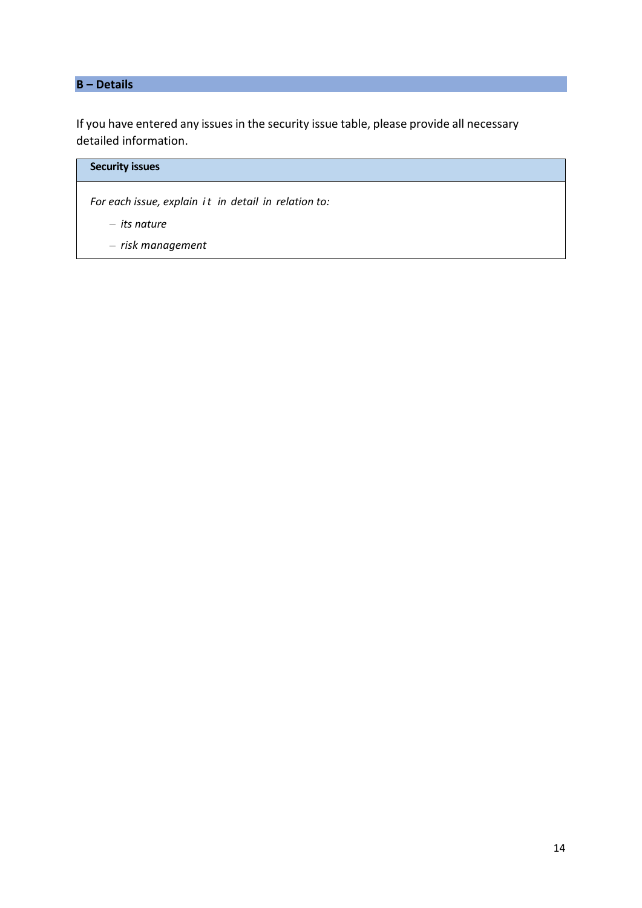## B – Details

If you have entered any issues in the security issue table, please provide all necessary detailed information.

| **Security issues** |
| --- |
| *For each issue, explain it in detail in relation to:*<br>– *its nature*<br>– *risk management* |